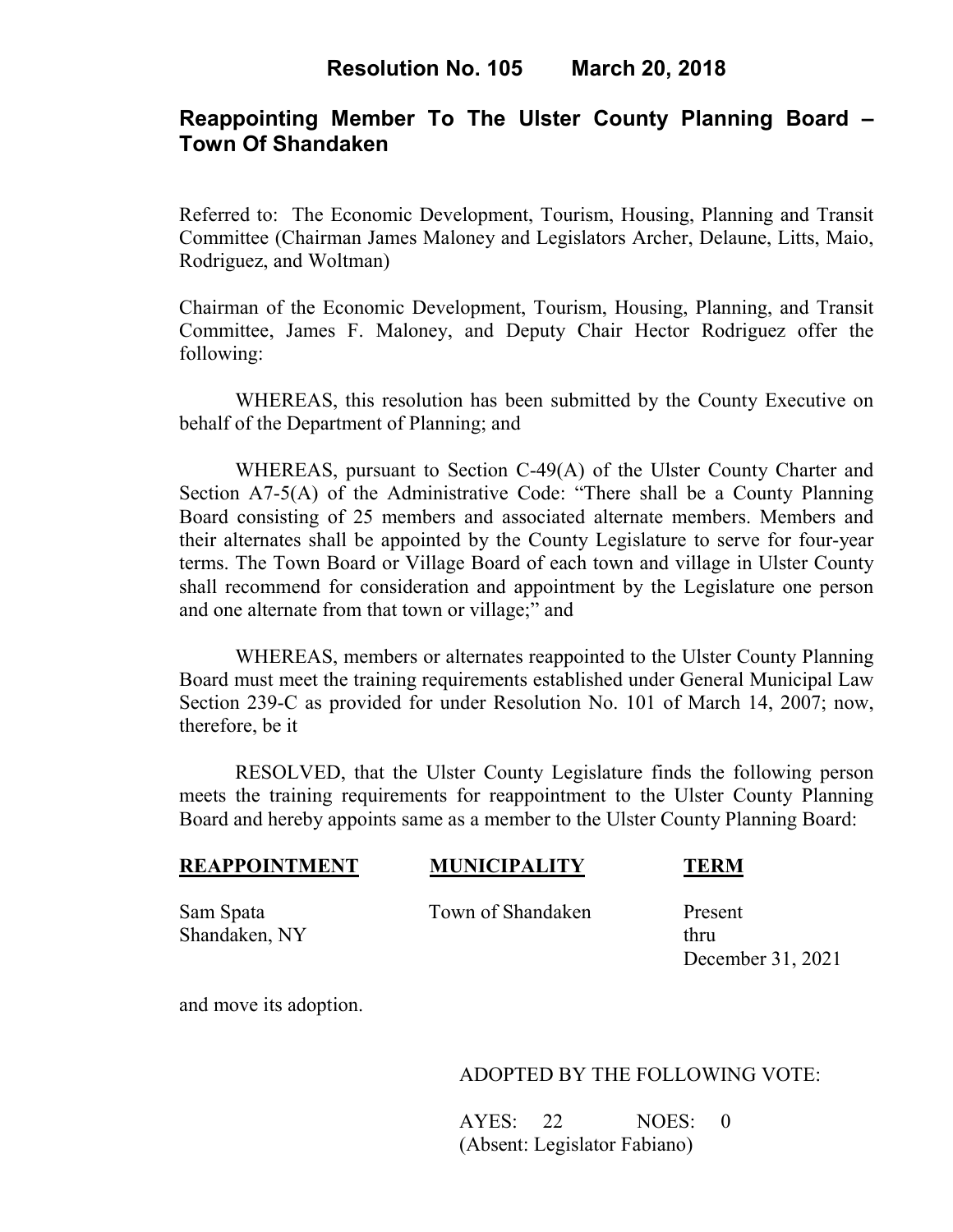# Resolution No. 105 March 20, 2018

## Reappointing Member To The Ulster County Planning Board – Town Of Shandaken

Referred to: The Economic Development, Tourism, Housing, Planning and Transit Committee (Chairman James Maloney and Legislators Archer, Delaune, Litts, Maio, Rodriguez, and Woltman)

Chairman of the Economic Development, Tourism, Housing, Planning, and Transit Committee, James F. Maloney, and Deputy Chair Hector Rodriguez offer the following:

WHEREAS, this resolution has been submitted by the County Executive on behalf of the Department of Planning; and

WHEREAS, pursuant to Section C-49(A) of the Ulster County Charter and Section A7-5(A) of the Administrative Code: "There shall be a County Planning Board consisting of 25 members and associated alternate members. Members and their alternates shall be appointed by the County Legislature to serve for four-year terms. The Town Board or Village Board of each town and village in Ulster County shall recommend for consideration and appointment by the Legislature one person and one alternate from that town or village;" and

WHEREAS, members or alternates reappointed to the Ulster County Planning Board must meet the training requirements established under General Municipal Law Section 239-C as provided for under Resolution No. 101 of March 14, 2007; now, therefore, be it

RESOLVED, that the Ulster County Legislature finds the following person meets the training requirements for reappointment to the Ulster County Planning Board and hereby appoints same as a member to the Ulster County Planning Board:

| REAPPOINTMENT | MUNICIPALITY | TERM |
|---|---|---|
| Sam Spata<br>Shandaken, NY | Town of Shandaken | Present<br>thru<br>December 31, 2021 |

and move its adoption.

ADOPTED BY THE FOLLOWING VOTE:

AYES: 22 NOES: 0
(Absent: Legislator Fabiano)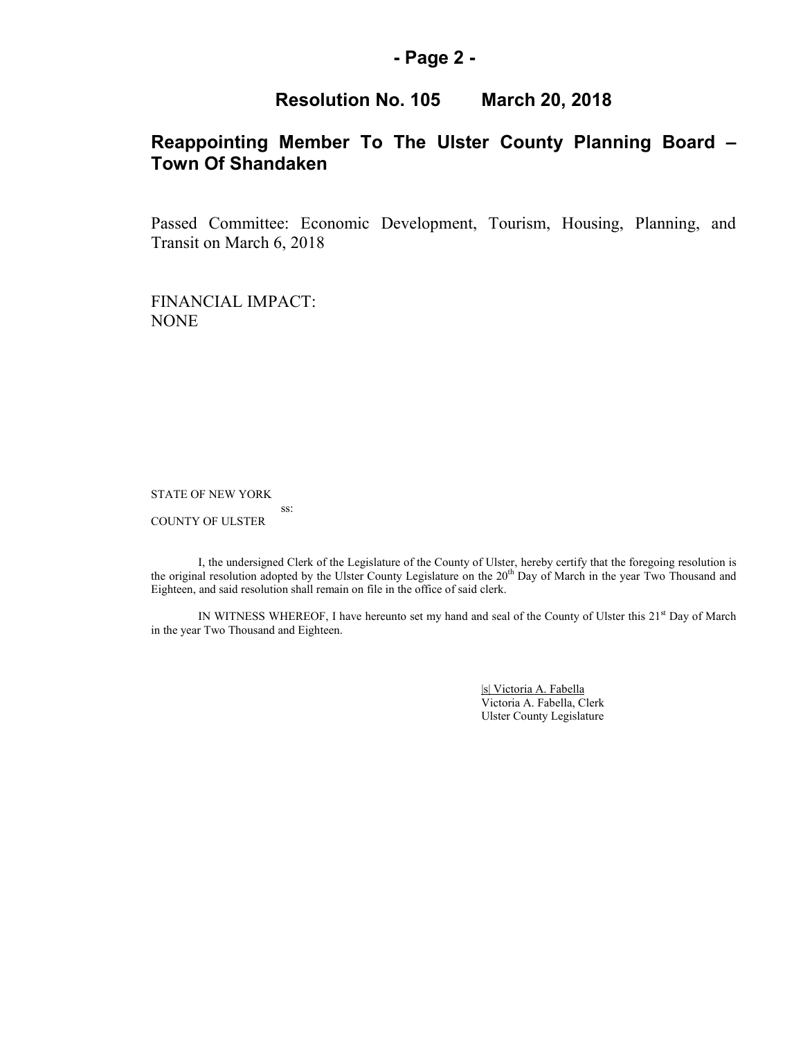## Resolution No. 105 March 20, 2018

## Reappointing Member To The Ulster County Planning Board – Town Of Shandaken

Passed Committee: Economic Development, Tourism, Housing, Planning, and Transit on March 6, 2018

FINANCIAL IMPACT:
NONE

STATE OF NEW YORK
ss:
COUNTY OF ULSTER

I, the undersigned Clerk of the Legislature of the County of Ulster, hereby certify that the foregoing resolution is the original resolution adopted by the Ulster County Legislature on the 20th Day of March in the year Two Thousand and Eighteen, and said resolution shall remain on file in the office of said clerk.

IN WITNESS WHEREOF, I have hereunto set my hand and seal of the County of Ulster this 21st Day of March in the year Two Thousand and Eighteen.

|s| Victoria A. Fabella
Victoria A. Fabella, Clerk
Ulster County Legislature